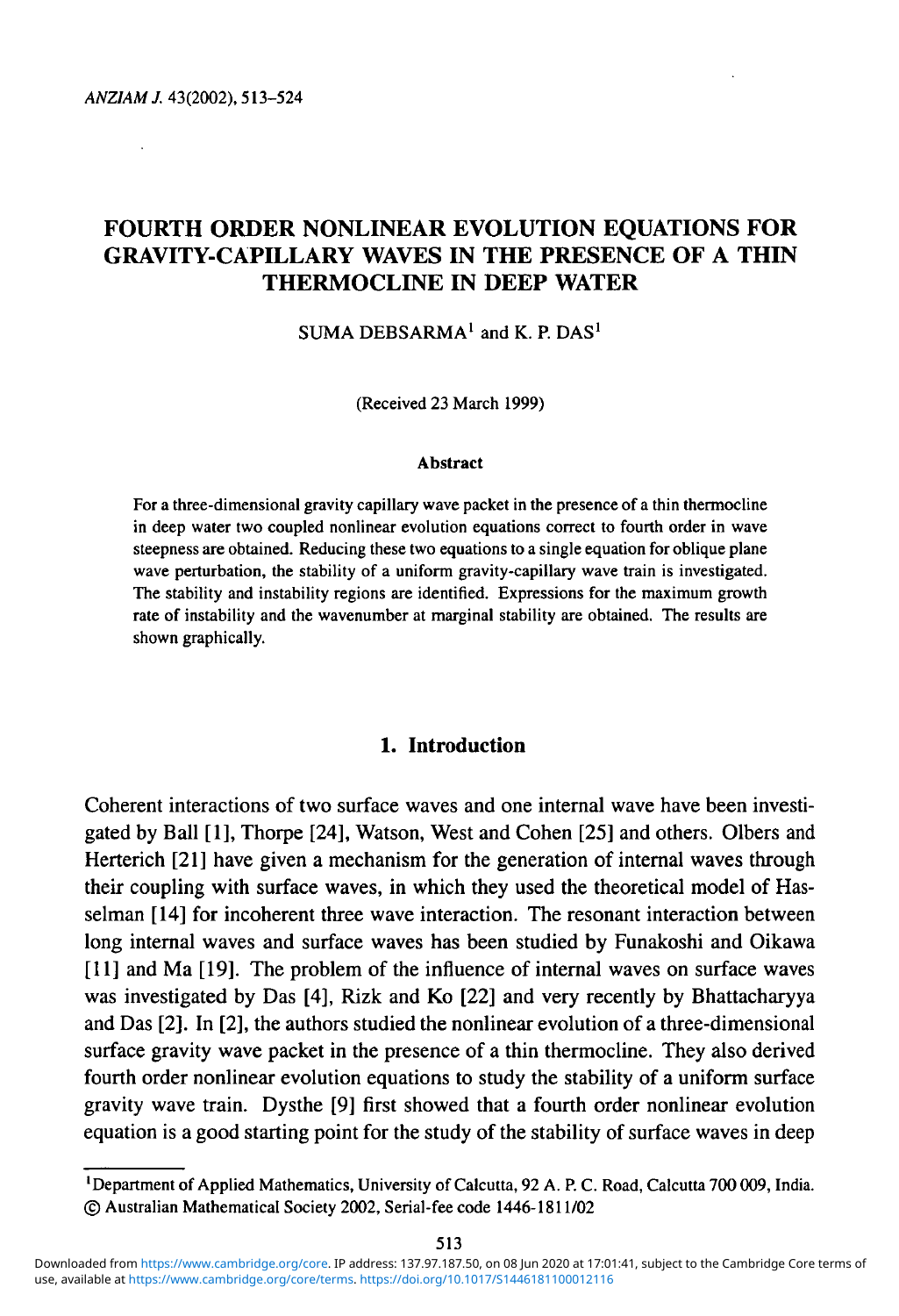# FOURTH ORDER NONLINEAR EVOLUTION EQUATIONS FOR GRAVITY-CAPILLARY WAVES IN THE PRESENCE OF A THIN THERMOCLINE IN DEEP WATER

SUMA DEBSARMA[1] and K. P. DAS[1]

(Received 23 March 1999)

#### Abstract

For a three-dimensional gravity capillary wave packet in the presence of a thin thermocline in deep water two coupled nonlinear evolution equations correct to fourth order in wave steepness are obtained. Reducing these two equations to a single equation for oblique plane wave perturbation, the stability of a uniform gravity-capillary wave train is investigated. The stability and instability regions are identified. Expressions for the maximum growth rate of instability and the wavenumber at marginal stability are obtained. The results are shown graphically.

## 1. Introduction

Coherent interactions of two surface waves and one internal wave have been investigated by Ball [1], Thorpe [24], Watson, West and Cohen [25] and others. Olbers and Herterich [21] have given a mechanism for the generation of internal waves through their coupling with surface waves, in which they used the theoretical model of Hasselman [14] for incoherent three wave interaction. The resonant interaction between long internal waves and surface waves has been studied by Funakoshi and Oikawa [11] and Ma [19]. The problem of the influence of internal waves on surface waves was investigated by Das [4], Rizk and Ko [22] and very recently by Bhattacharyya and Das [2]. In [2], the authors studied the nonlinear evolution of a three-dimensional surface gravity wave packet in the presence of a thin thermocline. They also derived fourth order nonlinear evolution equations to study the stability of a uniform surface gravity wave train. Dysthe [9] first showed that a fourth order nonlinear evolution equation is a good starting point for the study of the stability of surface waves in deep

---

[1]Department of Applied Mathematics, University of Calcutta, 92 A. P. C. Road, Calcutta 700 009, India.
© Australian Mathematical Society 2002, Serial-fee code 1446-1811/02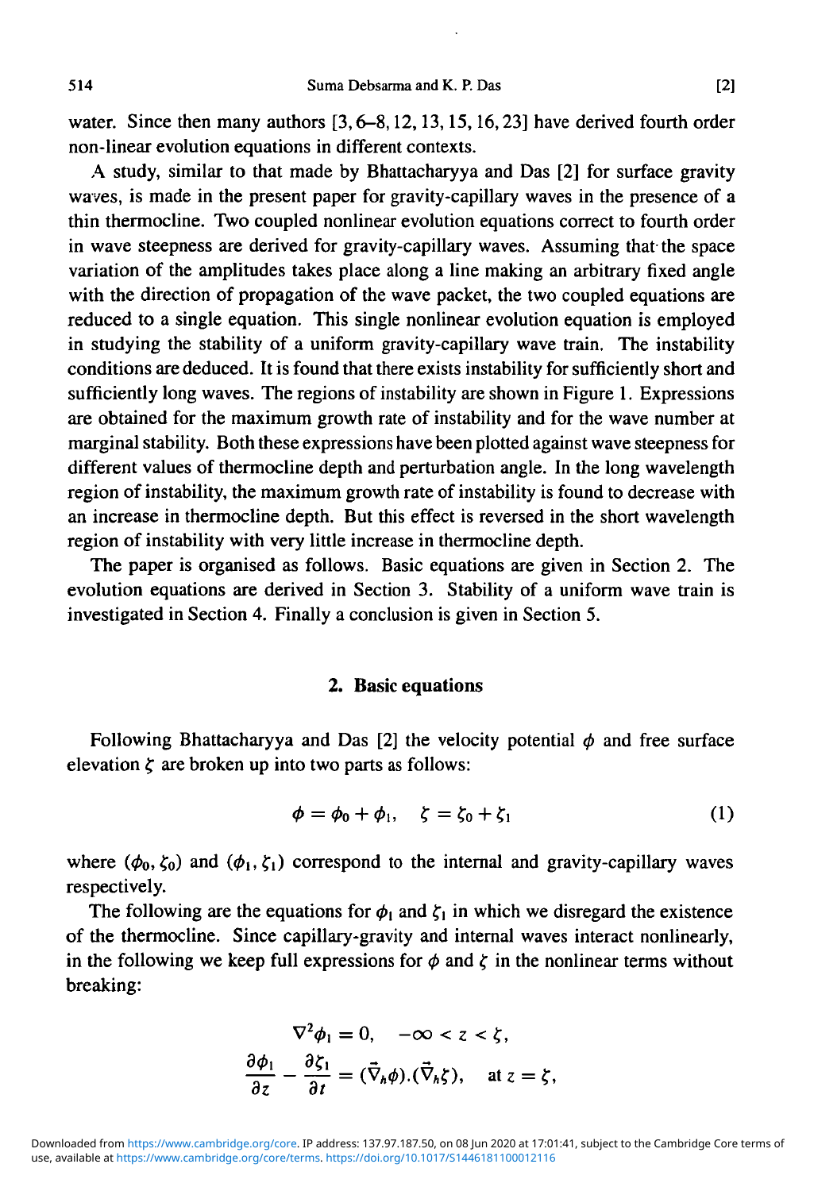water. Since then many authors [3, 6–8, 12, 13, 15, 16, 23] have derived fourth order non-linear evolution equations in different contexts.

A study, similar to that made by Bhattacharyya and Das [2] for surface gravity waves, is made in the present paper for gravity-capillary waves in the presence of a thin thermocline. Two coupled nonlinear evolution equations correct to fourth order in wave steepness are derived for gravity-capillary waves. Assuming that the space variation of the amplitudes takes place along a line making an arbitrary fixed angle with the direction of propagation of the wave packet, the two coupled equations are reduced to a single equation. This single nonlinear evolution equation is employed in studying the stability of a uniform gravity-capillary wave train. The instability conditions are deduced. It is found that there exists instability for sufficiently short and sufficiently long waves. The regions of instability are shown in Figure 1. Expressions are obtained for the maximum growth rate of instability and for the wave number at marginal stability. Both these expressions have been plotted against wave steepness for different values of thermocline depth and perturbation angle. In the long wavelength region of instability, the maximum growth rate of instability is found to decrease with an increase in thermocline depth. But this effect is reversed in the short wavelength region of instability with very little increase in thermocline depth.

The paper is organised as follows. Basic equations are given in Section 2. The evolution equations are derived in Section 3. Stability of a uniform wave train is investigated in Section 4. Finally a conclusion is given in Section 5.

## 2. Basic equations

Following Bhattacharyya and Das [2] the velocity potential $\phi$ and free surface elevation $\zeta$ are broken up into two parts as follows:

$$\phi = \phi_0 + \phi_1, \quad \zeta = \zeta_0 + \zeta_1 \tag{1}$$

where $(\phi_0, \zeta_0)$ and $(\phi_1, \zeta_1)$ correspond to the internal and gravity-capillary waves respectively.

The following are the equations for $\phi_1$ and $\zeta_1$ in which we disregard the existence of the thermocline. Since capillary-gravity and internal waves interact nonlinearly, in the following we keep full expressions for $\phi$ and $\zeta$ in the nonlinear terms without breaking:

$$\nabla^2 \phi_1 = 0, \quad -\infty < z < \zeta,$$

$$\frac{\partial \phi_1}{\partial z} - \frac{\partial \zeta_1}{\partial t} = (\vec{\nabla}_h \phi).(\vec{\nabla}_h \zeta), \quad \text{at } z = \zeta,$$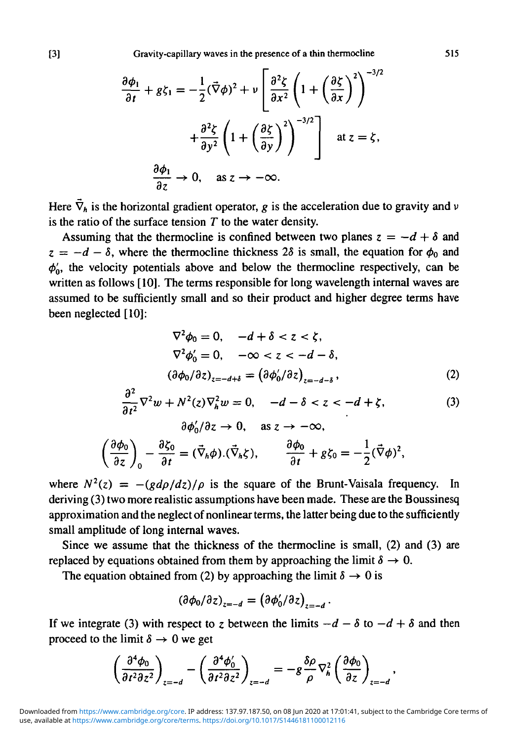$$\frac{\partial \phi_1}{\partial t} + g\zeta_1 = -\frac{1}{2}(\vec{\nabla}\phi)^2 + \nu \left[ \frac{\partial^2 \zeta}{\partial x^2} \left( 1 + \left( \frac{\partial \zeta}{\partial x} \right)^2 \right)^{-3/2} + \frac{\partial^2 \zeta}{\partial y^2} \left( 1 + \left( \frac{\partial \zeta}{\partial y} \right)^2 \right)^{-3/2} \right] \quad \text{at } z = \zeta,$$

$$\frac{\partial \phi_1}{\partial z} \to 0, \quad \text{as } z \to -\infty.$$

Here $\vec{\nabla}_h$ is the horizontal gradient operator, $g$ is the acceleration due to gravity and $\nu$ is the ratio of the surface tension $T$ to the water density.

Assuming that the thermocline is confined between two planes $z = -d + \delta$ and $z = -d - \delta$, where the thermocline thickness $2\delta$ is small, the equation for $\phi_0$ and $\phi_0'$, the velocity potentials above and below the thermocline respectively, can be written as follows [10]. The terms responsible for long wavelength internal waves are assumed to be sufficiently small and so their product and higher degree terms have been neglected [10]:

$$\nabla^2 \phi_0 = 0, \quad -d + \delta < z < \zeta,$$

$$\nabla^2 \phi_0' = 0, \quad -\infty < z < -d - \delta,$$

$$(\partial \phi_0 / \partial z)_{z=-d+\delta} = (\partial \phi_0' / \partial z)_{z=-d-\delta}, \tag{2}$$

$$\frac{\partial^2}{\partial t^2} \nabla^2 w + N^2(z) \nabla_h^2 w = 0, \quad -d - \delta < z < -d + \zeta, \tag{3}$$

$$\partial \phi_0' / \partial z \to 0, \quad \text{as } z \to -\infty,$$

$$\left( \frac{\partial \phi_0}{\partial z} \right)_0 - \frac{\partial \zeta_0}{\partial t} = (\vec{\nabla}_h \phi).(\vec{\nabla}_h \zeta), \qquad \frac{\partial \phi_0}{\partial t} + g\zeta_0 = -\frac{1}{2}(\vec{\nabla}\phi)^2,$$

where $N^2(z) = -(g d\rho/dz)/\rho$ is the square of the Brunt-Vaisala frequency. In deriving (3) two more realistic assumptions have been made. These are the Boussinesq approximation and the neglect of nonlinear terms, the latter being due to the sufficiently small amplitude of long internal waves.

Since we assume that the thickness of the thermocline is small, (2) and (3) are replaced by equations obtained from them by approaching the limit $\delta \to 0$.

The equation obtained from (2) by approaching the limit $\delta \to 0$ is

$$(\partial \phi_0 / \partial z)_{z=-d} = (\partial \phi_0' / \partial z)_{z=-d}.$$

If we integrate (3) with respect to $z$ between the limits $-d - \delta$ to $-d + \delta$ and then proceed to the limit $\delta \to 0$ we get

$$\left( \frac{\partial^4 \phi_0}{\partial t^2 \partial z^2} \right)_{z=-d} - \left( \frac{\partial^4 \phi_0'}{\partial t^2 \partial z^2} \right)_{z=-d} = -g \frac{\delta \rho}{\rho} \nabla_h^2 \left( \frac{\partial \phi_0}{\partial z} \right)_{z=-d},$$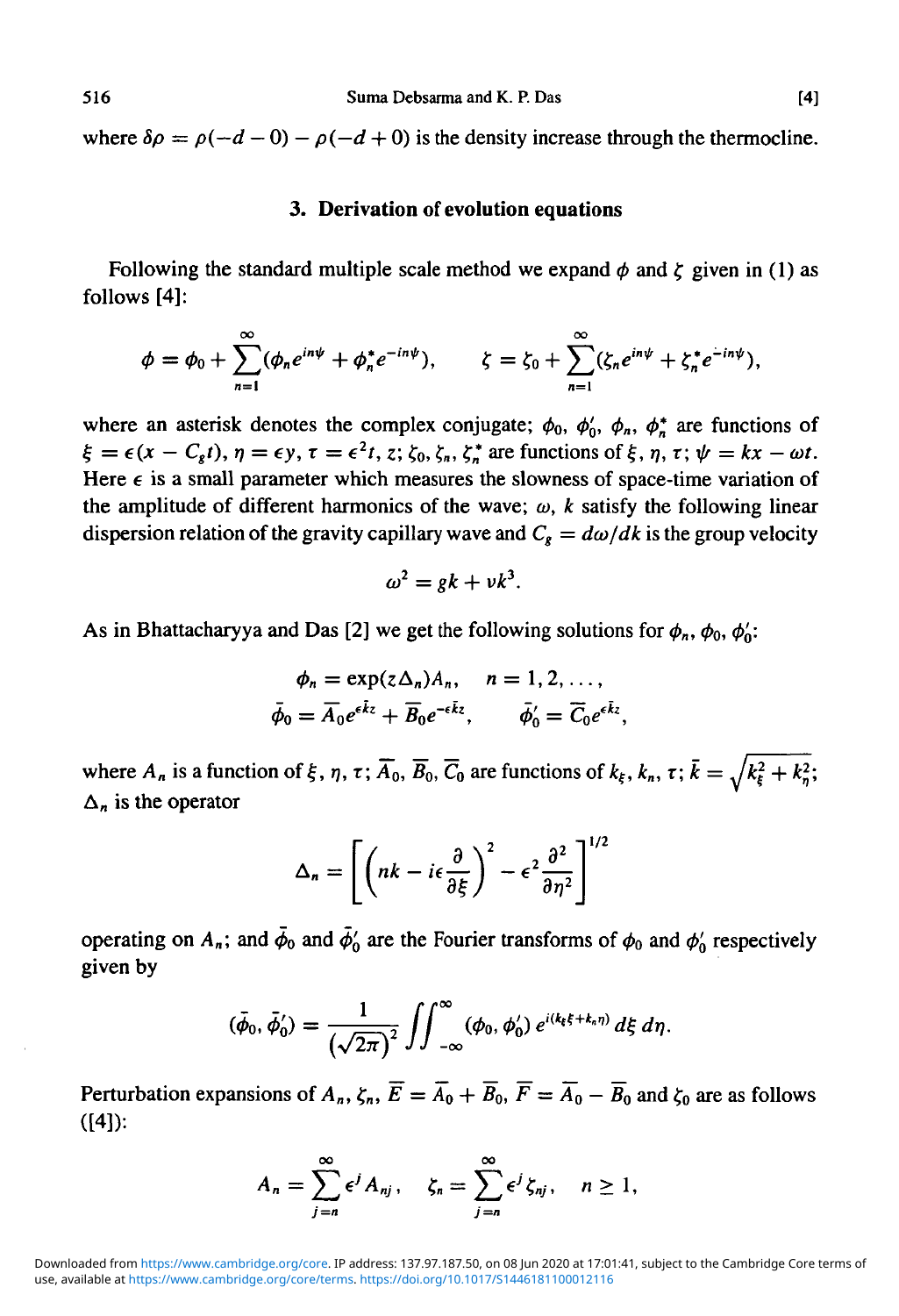where $\delta\rho = \rho(-d-0) - \rho(-d+0)$ is the density increase through the thermocline.

## 3. Derivation of evolution equations

Following the standard multiple scale method we expand $\phi$ and $\zeta$ given in (1) as follows [4]:

$$\phi = \phi_0 + \sum_{n=1}^{\infty}(\phi_n e^{in\psi} + \phi_n^* e^{-in\psi}), \qquad \zeta = \zeta_0 + \sum_{n=1}^{\infty}(\zeta_n e^{in\psi} + \zeta_n^* e^{-in\psi}),$$

where an asterisk denotes the complex conjugate; $\phi_0$, $\phi_0'$, $\phi_n$, $\phi_n^*$ are functions of $\xi = \epsilon(x - C_g t)$, $\eta = \epsilon y$, $\tau = \epsilon^2 t$, $z$; $\zeta_0$, $\zeta_n$, $\zeta_n^*$ are functions of $\xi$, $\eta$, $\tau$; $\psi = kx - \omega t$. Here $\epsilon$ is a small parameter which measures the slowness of space-time variation of the amplitude of different harmonics of the wave; $\omega$, $k$ satisfy the following linear dispersion relation of the gravity capillary wave and $C_g = d\omega/dk$ is the group velocity

$$\omega^2 = gk + \nu k^3.$$

As in Bhattacharyya and Das [2] we get the following solutions for $\phi_n$, $\phi_0$, $\phi_0'$:

$$\phi_n = \exp(z\Delta_n)A_n, \quad n = 1, 2, \ldots,$$

$$\bar{\phi}_0 = \overline{A}_0 e^{\epsilon\bar{k}z} + \overline{B}_0 e^{-\epsilon\bar{k}z}, \qquad \bar{\phi}_0' = \overline{C}_0 e^{\epsilon\bar{k}z},$$

where $A_n$ is a function of $\xi$, $\eta$, $\tau$; $\overline{A}_0$, $\overline{B}_0$, $\overline{C}_0$ are functions of $k_\xi$, $k_n$, $\tau$; $\bar{k} = \sqrt{k_\xi^2 + k_\eta^2}$; $\Delta_n$ is the operator

$$\Delta_n = \left[\left(nk - i\epsilon\frac{\partial}{\partial\xi}\right)^2 - \epsilon^2\frac{\partial^2}{\partial\eta^2}\right]^{1/2}$$

operating on $A_n$; and $\bar{\phi}_0$ and $\bar{\phi}_0'$ are the Fourier transforms of $\phi_0$ and $\phi_0'$ respectively given by

$$(\bar{\phi}_0, \bar{\phi}_0') = \frac{1}{(\sqrt{2\pi})^2}\iint_{-\infty}^{\infty}(\phi_0, \phi_0')\, e^{i(k_\xi\xi + k_n\eta)}\, d\xi\, d\eta.$$

Perturbation expansions of $A_n$, $\zeta_n$, $\overline{E} = \overline{A}_0 + \overline{B}_0$, $\overline{F} = \overline{A}_0 - \overline{B}_0$ and $\zeta_0$ are as follows ([4]):

$$A_n = \sum_{j=n}^{\infty}\epsilon^j A_{nj}, \quad \zeta_n = \sum_{j=n}^{\infty}\epsilon^j\zeta_{nj}, \quad n \geq 1,$$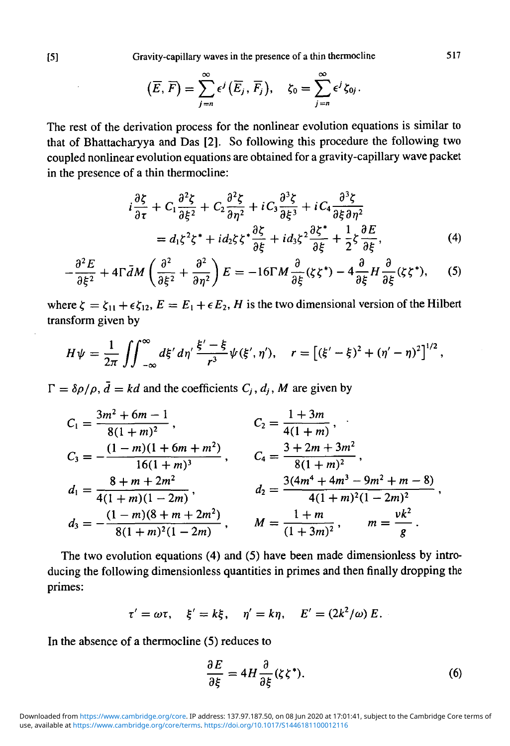$$\left(\overline{E}, \overline{F}\right) = \sum_{j=n}^{\infty} \epsilon^j \left(\overline{E}_j, \overline{F}_j\right), \quad \zeta_0 = \sum_{j=n}^{\infty} \epsilon^j \zeta_{0j}.$$

The rest of the derivation process for the nonlinear evolution equations is similar to that of Bhattacharyya and Das [2]. So following this procedure the following two coupled nonlinear evolution equations are obtained for a gravity-capillary wave packet in the presence of a thin thermocline:

$$i\frac{\partial \zeta}{\partial \tau} + C_1 \frac{\partial^2 \zeta}{\partial \xi^2} + C_2 \frac{\partial^2 \zeta}{\partial \eta^2} + iC_3 \frac{\partial^3 \zeta}{\partial \xi^3} + iC_4 \frac{\partial^3 \zeta}{\partial \xi \partial \eta^2}$$
$$= d_1 \zeta^2 \zeta^* + i d_2 \zeta \zeta^* \frac{\partial \zeta}{\partial \xi} + i d_3 \zeta^2 \frac{\partial \zeta^*}{\partial \xi} + \frac{1}{2} \zeta \frac{\partial E}{\partial \xi}, \tag{4}$$

$$-\frac{\partial^2 E}{\partial \xi^2} + 4\Gamma \bar{d} M \left(\frac{\partial^2}{\partial \xi^2} + \frac{\partial^2}{\partial \eta^2}\right) E = -16\Gamma M \frac{\partial}{\partial \xi}(\zeta\zeta^*) - 4\frac{\partial}{\partial \xi} H \frac{\partial}{\partial \xi}(\zeta\zeta^*), \tag{5}$$

where $\zeta = \zeta_{11} + \epsilon\zeta_{12}$, $E = E_1 + \epsilon E_2$, $H$ is the two dimensional version of the Hilbert transform given by

$$H\psi = \frac{1}{2\pi} \iint_{-\infty}^{\infty} d\xi' \, d\eta' \, \frac{\xi' - \xi}{r^3} \psi(\xi', \eta'), \quad r = \left[(\xi' - \xi)^2 + (\eta' - \eta)^2\right]^{1/2},$$

$\Gamma = \delta\rho/\rho$, $\bar{d} = kd$ and the coefficients $C_j$, $d_j$, $M$ are given by

$$C_1 = \frac{3m^2 + 6m - 1}{8(1+m)^2}, \qquad C_2 = \frac{1 + 3m}{4(1+m)},$$

$$C_3 = -\frac{(1-m)(1 + 6m + m^2)}{16(1+m)^3}, \qquad C_4 = \frac{3 + 2m + 3m^2}{8(1+m)^2},$$

$$d_1 = \frac{8 + m + 2m^2}{4(1+m)(1-2m)}, \qquad d_2 = \frac{3(4m^4 + 4m^3 - 9m^2 + m - 8)}{4(1+m)^2(1-2m)^2},$$

$$d_3 = -\frac{(1-m)(8 + m + 2m^2)}{8(1+m)^2(1-2m)}, \qquad M = \frac{1+m}{(1+3m)^2}, \qquad m = \frac{\nu k^2}{g}.$$

The two evolution equations (4) and (5) have been made dimensionless by introducing the following dimensionless quantities in primes and then finally dropping the primes:

$$\tau' = \omega\tau, \quad \xi' = k\xi, \quad \eta' = k\eta, \quad E' = (2k^2/\omega)\, E.$$

In the absence of a thermocline (5) reduces to

$$\frac{\partial E}{\partial \xi} = 4H \frac{\partial}{\partial \xi}(\zeta\zeta^*). \tag{6}$$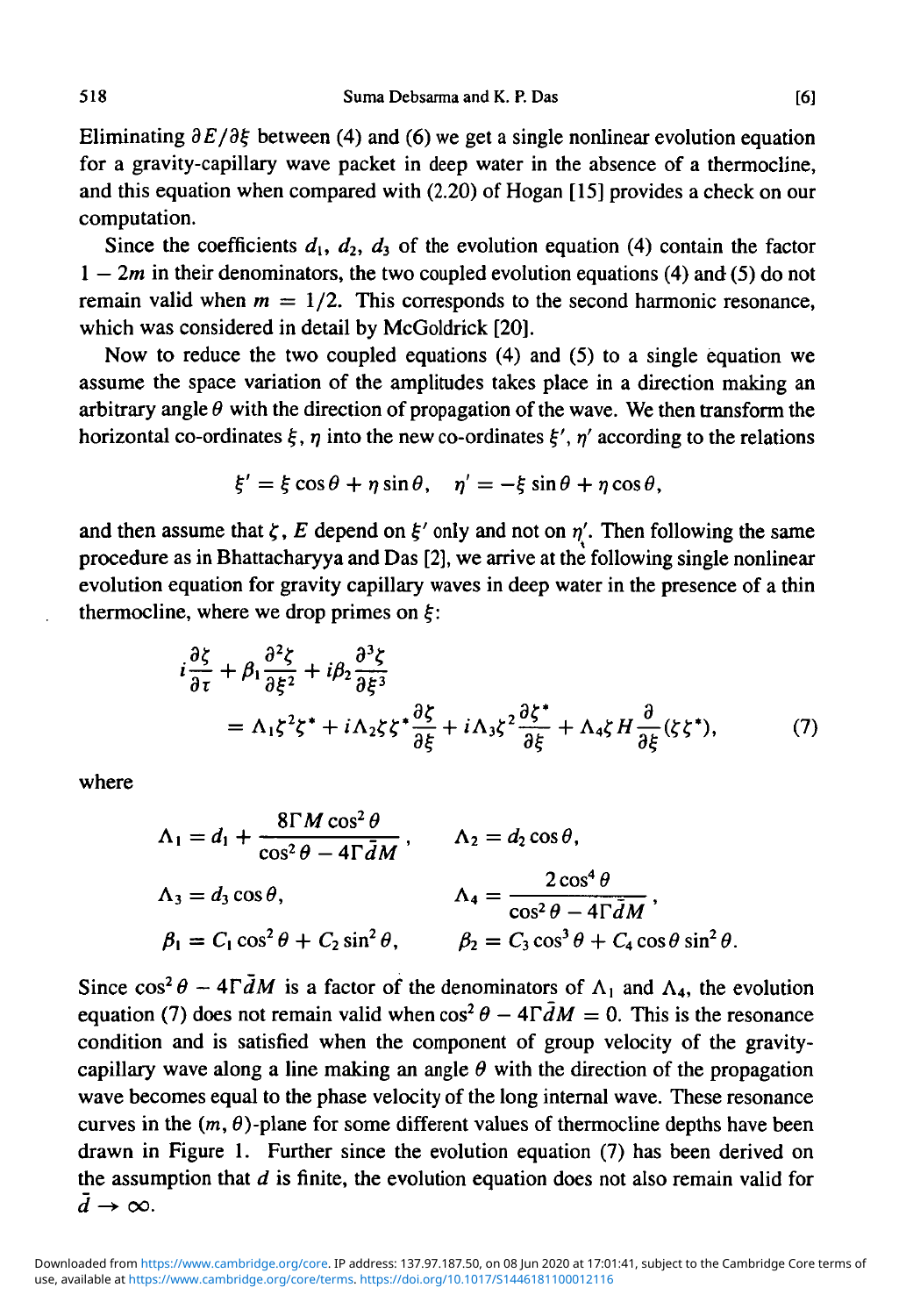Eliminating $\partial E/\partial \xi$ between (4) and (6) we get a single nonlinear evolution equation for a gravity-capillary wave packet in deep water in the absence of a thermocline, and this equation when compared with (2.20) of Hogan [15] provides a check on our computation.

Since the coefficients $d_1$, $d_2$, $d_3$ of the evolution equation (4) contain the factor $1 - 2m$ in their denominators, the two coupled evolution equations (4) and (5) do not remain valid when $m = 1/2$. This corresponds to the second harmonic resonance, which was considered in detail by McGoldrick [20].

Now to reduce the two coupled equations (4) and (5) to a single equation we assume the space variation of the amplitudes takes place in a direction making an arbitrary angle $\theta$ with the direction of propagation of the wave. We then transform the horizontal co-ordinates $\xi$, $\eta$ into the new co-ordinates $\xi'$, $\eta'$ according to the relations

$$\xi' = \xi \cos\theta + \eta \sin\theta, \quad \eta' = -\xi \sin\theta + \eta \cos\theta,$$

and then assume that $\zeta$, $E$ depend on $\xi'$ only and not on $\eta'$. Then following the same procedure as in Bhattacharyya and Das [2], we arrive at the following single nonlinear evolution equation for gravity capillary waves in deep water in the presence of a thin thermocline, where we drop primes on $\xi$:

$$\begin{aligned} i\frac{\partial \zeta}{\partial \tau} &+ \beta_1 \frac{\partial^2 \zeta}{\partial \xi^2} + i\beta_2 \frac{\partial^3 \zeta}{\partial \xi^3} \\ &= \Lambda_1 \zeta^2 \zeta^* + i\Lambda_2 \zeta \zeta^* \frac{\partial \zeta}{\partial \xi} + i\Lambda_3 \zeta^2 \frac{\partial \zeta^*}{\partial \xi} + \Lambda_4 \zeta H \frac{\partial}{\partial \xi}(\zeta \zeta^*), \end{aligned} \tag{7}$$

where

$$\begin{aligned} \Lambda_1 &= d_1 + \frac{8\Gamma M \cos^2\theta}{\cos^2\theta - 4\Gamma \bar{d} M}, & \Lambda_2 &= d_2 \cos\theta, \\ \Lambda_3 &= d_3 \cos\theta, & \Lambda_4 &= \frac{2\cos^4\theta}{\cos^2\theta - 4\Gamma \bar{d} M}, \\ \beta_1 &= C_1 \cos^2\theta + C_2 \sin^2\theta, & \beta_2 &= C_3 \cos^3\theta + C_4 \cos\theta \sin^2\theta. \end{aligned}$$

Since $\cos^2\theta - 4\Gamma \bar{d} M$ is a factor of the denominators of $\Lambda_1$ and $\Lambda_4$, the evolution equation (7) does not remain valid when $\cos^2\theta - 4\Gamma \bar{d} M = 0$. This is the resonance condition and is satisfied when the component of group velocity of the gravity-capillary wave along a line making an angle $\theta$ with the direction of the propagation wave becomes equal to the phase velocity of the long internal wave. These resonance curves in the $(m, \theta)$-plane for some different values of thermocline depths have been drawn in Figure 1. Further since the evolution equation (7) has been derived on the assumption that $d$ is finite, the evolution equation does not also remain valid for $\bar{d} \to \infty$.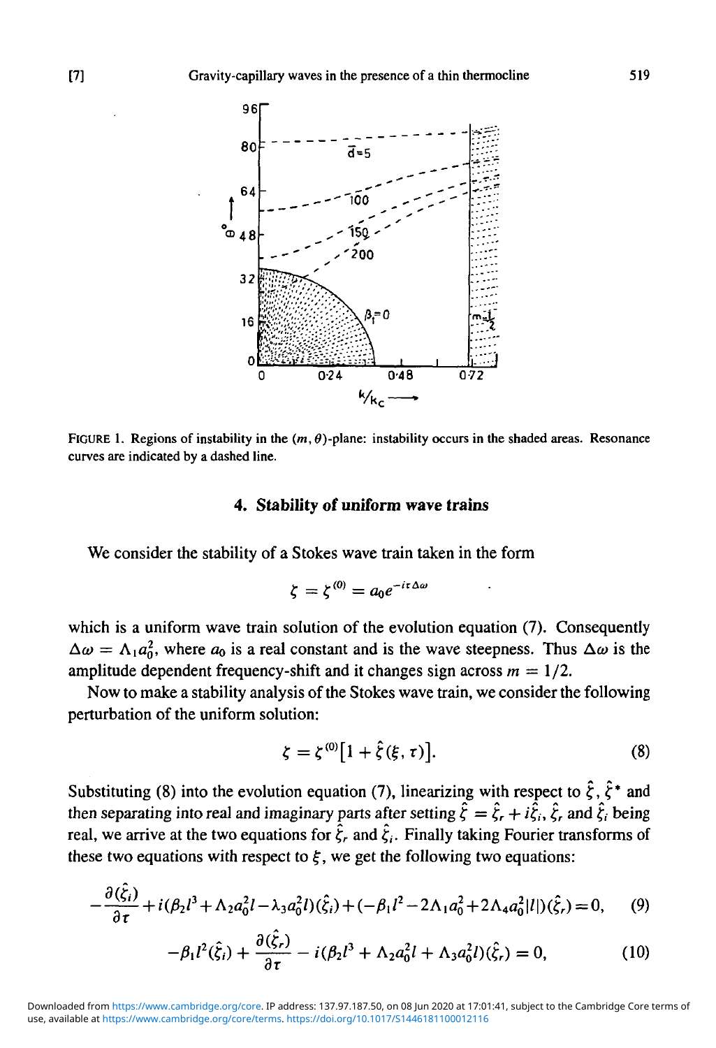FIGURE 1. Regions of instability in the $(m, \theta)$-plane: instability occurs in the shaded areas. Resonance curves are indicated by a dashed line.

## 4. Stability of uniform wave trains

We consider the stability of a Stokes wave train taken in the form

$$\zeta = \zeta^{(0)} = a_0 e^{-i\tau\Delta\omega}$$

which is a uniform wave train solution of the evolution equation (7). Consequently $\Delta\omega = \Lambda_1 a_0^2$, where $a_0$ is a real constant and is the wave steepness. Thus $\Delta\omega$ is the amplitude dependent frequency-shift and it changes sign across $m = 1/2$.

Now to make a stability analysis of the Stokes wave train, we consider the following perturbation of the uniform solution:

$$\zeta = \zeta^{(0)}\left[1 + \hat{\zeta}(\xi, \tau)\right]. \tag{8}$$

Substituting (8) into the evolution equation (7), linearizing with respect to $\hat{\zeta}$, $\hat{\zeta}^*$ and then separating into real and imaginary parts after setting $\hat{\zeta} = \hat{\zeta}_r + i\hat{\zeta}_i$, $\hat{\zeta}_r$ and $\hat{\zeta}_i$ being real, we arrive at the two equations for $\hat{\zeta}_r$ and $\hat{\zeta}_i$. Finally taking Fourier transforms of these two equations with respect to $\xi$, we get the following two equations:

$$-\frac{\partial(\hat{\zeta}_i)}{\partial\tau} + i(\beta_2 l^3 + \Lambda_2 a_0^2 l - \lambda_3 a_0^2 l)(\hat{\zeta}_i) + (-\beta_1 l^2 - 2\Lambda_1 a_0^2 + 2\Lambda_4 a_0^2 |l|)(\hat{\zeta}_r) = 0, \tag{9}$$

$$-\beta_1 l^2(\hat{\zeta}_i) + \frac{\partial(\hat{\zeta}_r)}{\partial\tau} - i(\beta_2 l^3 + \Lambda_2 a_0^2 l + \Lambda_3 a_0^2 l)(\hat{\zeta}_r) = 0, \tag{10}$$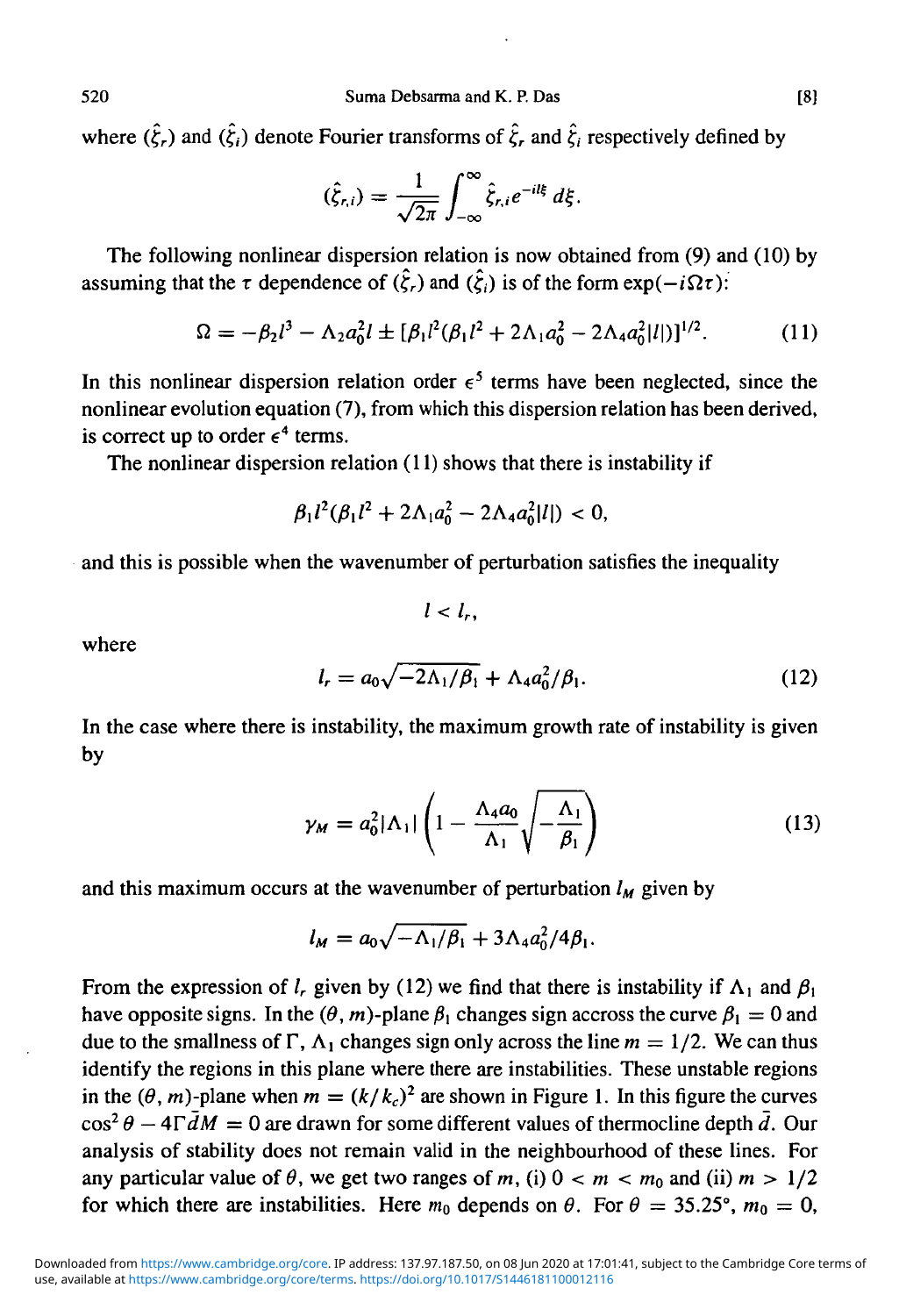where $(\hat{\xi}_r)$ and $(\hat{\xi}_i)$ denote Fourier transforms of $\hat{\xi}_r$ and $\hat{\xi}_i$ respectively defined by

$$(\hat{\xi}_{r,i}) = \frac{1}{\sqrt{2\pi}} \int_{-\infty}^{\infty} \hat{\xi}_{r,i} e^{-il\xi}\, d\xi.$$

The following nonlinear dispersion relation is now obtained from (9) and (10) by assuming that the $\tau$ dependence of $(\hat{\xi}_r)$ and $(\hat{\xi}_i)$ is of the form $\exp(-i\Omega\tau)$:

$$\Omega = -\beta_2 l^3 - \Lambda_2 a_0^2 l \pm [\beta_1 l^2(\beta_1 l^2 + 2\Lambda_1 a_0^2 - 2\Lambda_4 a_0^2 |l|)]^{1/2}. \tag{11}$$

In this nonlinear dispersion relation order $\epsilon^5$ terms have been neglected, since the nonlinear evolution equation (7), from which this dispersion relation has been derived, is correct up to order $\epsilon^4$ terms.

The nonlinear dispersion relation (11) shows that there is instability if

$$\beta_1 l^2(\beta_1 l^2 + 2\Lambda_1 a_0^2 - 2\Lambda_4 a_0^2 |l|) < 0,$$

and this is possible when the wavenumber of perturbation satisfies the inequality

$$l < l_r,$$

where

$$l_r = a_0\sqrt{-2\Lambda_1/\beta_1} + \Lambda_4 a_0^2/\beta_1. \tag{12}$$

In the case where there is instability, the maximum growth rate of instability is given by

$$\gamma_M = a_0^2 |\Lambda_1| \left(1 - \frac{\Lambda_4 a_0}{\Lambda_1}\sqrt{-\frac{\Lambda_1}{\beta_1}}\right) \tag{13}$$

and this maximum occurs at the wavenumber of perturbation $l_M$ given by

$$l_M = a_0\sqrt{-\Lambda_1/\beta_1} + 3\Lambda_4 a_0^2/4\beta_1.$$

From the expression of $l_r$ given by (12) we find that there is instability if $\Lambda_1$ and $\beta_1$ have opposite signs. In the $(\theta, m)$-plane $\beta_1$ changes sign accross the curve $\beta_1 = 0$ and due to the smallness of $\Gamma$, $\Lambda_1$ changes sign only across the line $m = 1/2$. We can thus identify the regions in this plane where there are instabilities. These unstable regions in the $(\theta, m)$-plane when $m = (k/k_c)^2$ are shown in Figure 1. In this figure the curves $\cos^2\theta - 4\Gamma\bar{d}M = 0$ are drawn for some different values of thermocline depth $\bar{d}$. Our analysis of stability does not remain valid in the neighbourhood of these lines. For any particular value of $\theta$, we get two ranges of $m$, (i) $0 < m < m_0$ and (ii) $m > 1/2$ for which there are instabilities. Here $m_0$ depends on $\theta$. For $\theta = 35.25°$, $m_0 = 0$,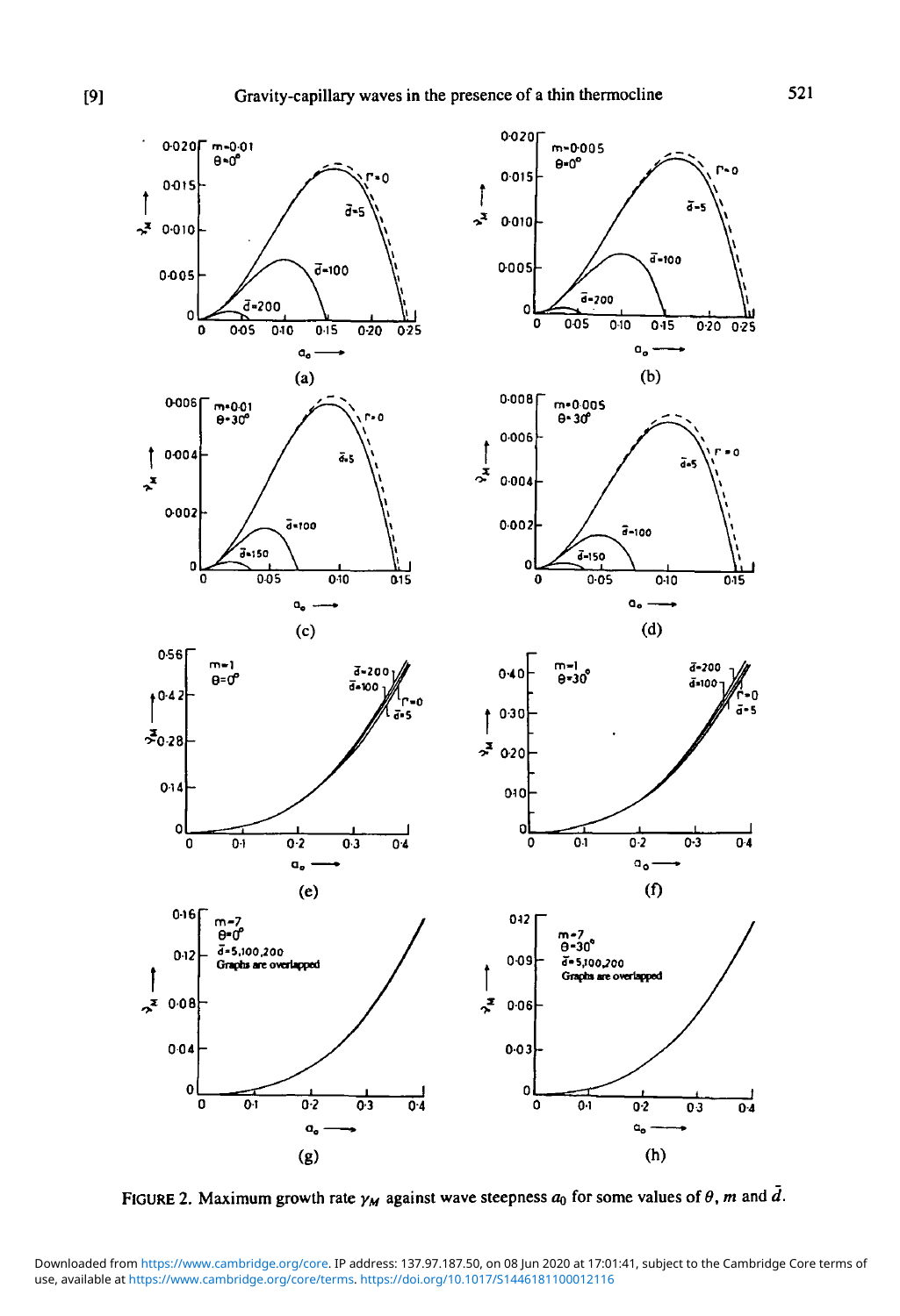FIGURE 2. Maximum growth rate $\gamma_M$ against wave steepness $a_0$ for some values of $\theta$, $m$ and $\bar{d}$.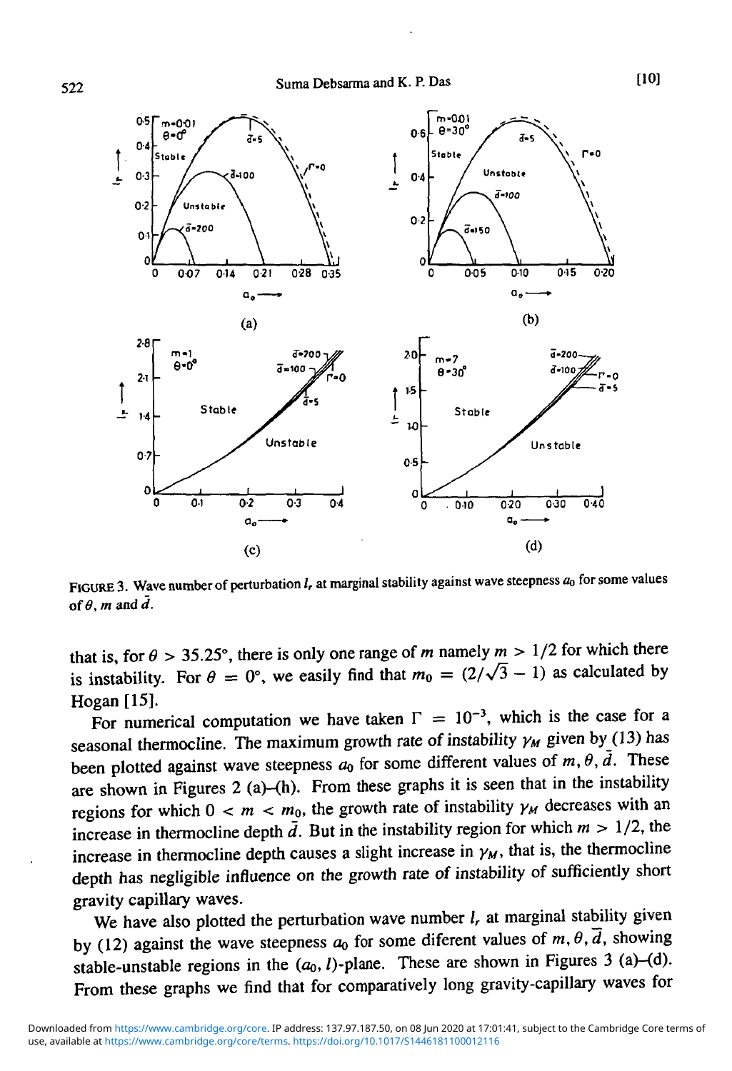FIGURE 3. Wave number of perturbation $l_r$ at marginal stability against wave steepness $a_0$ for some values of $\theta$, $m$ and $\bar{d}$.

that is, for $\theta > 35.25°$, there is only one range of $m$ namely $m > 1/2$ for which there is instability. For $\theta = 0°$, we easily find that $m_0 = (2/\sqrt{3} - 1)$ as calculated by Hogan [15].

For numerical computation we have taken $\Gamma = 10^{-3}$, which is the case for a seasonal thermocline. The maximum growth rate of instability $\gamma_M$ given by (13) has been plotted against wave steepness $a_0$ for some different values of $m, \theta, \bar{d}$. These are shown in Figures 2 (a)–(h). From these graphs it is seen that in the instability regions for which $0 < m < m_0$, the growth rate of instability $\gamma_M$ decreases with an increase in thermocline depth $\bar{d}$. But in the instability region for which $m > 1/2$, the increase in thermocline depth causes a slight increase in $\gamma_M$, that is, the thermocline depth has negligible influence on the growth rate of instability of sufficiently short gravity capillary waves.

We have also plotted the perturbation wave number $l_r$ at marginal stability given by (12) against the wave steepness $a_0$ for some diferent values of $m, \theta, \bar{d}$, showing stable-unstable regions in the $(a_0, l)$-plane. These are shown in Figures 3 (a)–(d). From these graphs we find that for comparatively long gravity-capillary waves for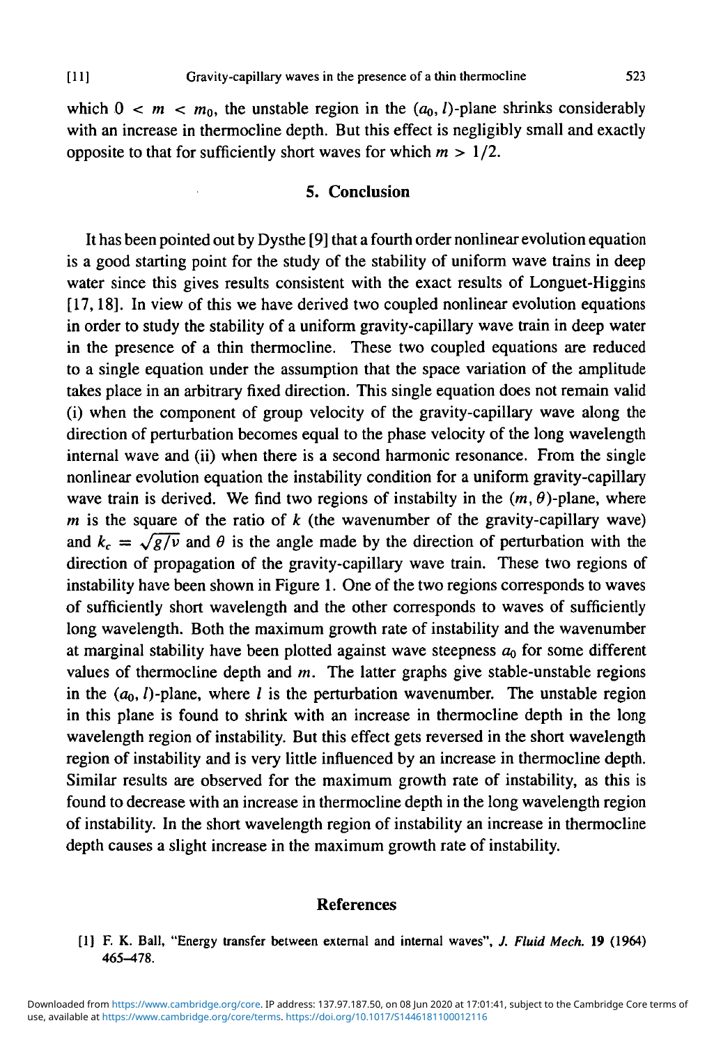which $0 < m < m_0$, the unstable region in the $(a_0, l)$-plane shrinks considerably with an increase in thermocline depth. But this effect is negligibly small and exactly opposite to that for sufficiently short waves for which $m > 1/2$.

## 5. Conclusion

It has been pointed out by Dysthe [9] that a fourth order nonlinear evolution equation is a good starting point for the study of the stability of uniform wave trains in deep water since this gives results consistent with the exact results of Longuet-Higgins [17, 18]. In view of this we have derived two coupled nonlinear evolution equations in order to study the stability of a uniform gravity-capillary wave train in deep water in the presence of a thin thermocline. These two coupled equations are reduced to a single equation under the assumption that the space variation of the amplitude takes place in an arbitrary fixed direction. This single equation does not remain valid (i) when the component of group velocity of the gravity-capillary wave along the direction of perturbation becomes equal to the phase velocity of the long wavelength internal wave and (ii) when there is a second harmonic resonance. From the single nonlinear evolution equation the instability condition for a uniform gravity-capillary wave train is derived. We find two regions of instabilty in the $(m, \theta)$-plane, where $m$ is the square of the ratio of $k$ (the wavenumber of the gravity-capillary wave) and $k_c = \sqrt{g/\nu}$ and $\theta$ is the angle made by the direction of perturbation with the direction of propagation of the gravity-capillary wave train. These two regions of instability have been shown in Figure 1. One of the two regions corresponds to waves of sufficiently short wavelength and the other corresponds to waves of sufficiently long wavelength. Both the maximum growth rate of instability and the wavenumber at marginal stability have been plotted against wave steepness $a_0$ for some different values of thermocline depth and $m$. The latter graphs give stable-unstable regions in the $(a_0, l)$-plane, where $l$ is the perturbation wavenumber. The unstable region in this plane is found to shrink with an increase in thermocline depth in the long wavelength region of instability. But this effect gets reversed in the short wavelength region of instability and is very little influenced by an increase in thermocline depth. Similar results are observed for the maximum growth rate of instability, as this is found to decrease with an increase in thermocline depth in the long wavelength region of instability. In the short wavelength region of instability an increase in thermocline depth causes a slight increase in the maximum growth rate of instability.

## References

[1] F. K. Ball, "Energy transfer between external and internal waves", *J. Fluid Mech.* **19** (1964) 465–478.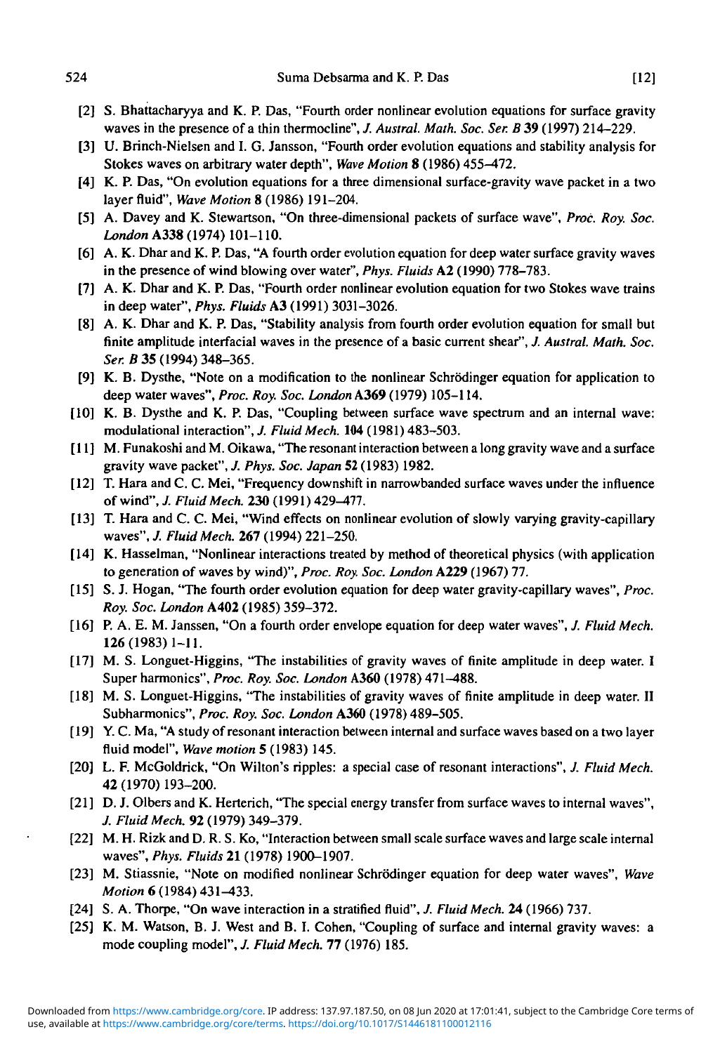[2] S. Bhattacharyya and K. P. Das, "Fourth order nonlinear evolution equations for surface gravity waves in the presence of a thin thermocline", *J. Austral. Math. Soc. Ser. B* **39** (1997) 214–229.

[3] U. Brinch-Nielsen and I. G. Jansson, "Fourth order evolution equations and stability analysis for Stokes waves on arbitrary water depth", *Wave Motion* **8** (1986) 455–472.

[4] K. P. Das, "On evolution equations for a three dimensional surface-gravity wave packet in a two layer fluid", *Wave Motion* **8** (1986) 191–204.

[5] A. Davey and K. Stewartson, "On three-dimensional packets of surface wave", *Proc. Roy. Soc. London* **A338** (1974) 101–110.

[6] A. K. Dhar and K. P. Das, "A fourth order evolution equation for deep water surface gravity waves in the presence of wind blowing over water", *Phys. Fluids* **A2** (1990) 778–783.

[7] A. K. Dhar and K. P. Das, "Fourth order nonlinear evolution equation for two Stokes wave trains in deep water", *Phys. Fluids* **A3** (1991) 3031–3026.

[8] A. K. Dhar and K. P. Das, "Stability analysis from fourth order evolution equation for small but finite amplitude interfacial waves in the presence of a basic current shear", *J. Austral. Math. Soc. Ser. B* **35** (1994) 348–365.

[9] K. B. Dysthe, "Note on a modification to the nonlinear Schrödinger equation for application to deep water waves", *Proc. Roy. Soc. London* **A369** (1979) 105–114.

[10] K. B. Dysthe and K. P. Das, "Coupling between surface wave spectrum and an internal wave: modulational interaction", *J. Fluid Mech.* **104** (1981) 483–503.

[11] M. Funakoshi and M. Oikawa, "The resonant interaction between a long gravity wave and a surface gravity wave packet", *J. Phys. Soc. Japan* **52** (1983) 1982.

[12] T. Hara and C. C. Mei, "Frequency downshift in narrowbanded surface waves under the influence of wind", *J. Fluid Mech.* **230** (1991) 429–477.

[13] T. Hara and C. C. Mei, "Wind effects on nonlinear evolution of slowly varying gravity-capillary waves", *J. Fluid Mech.* **267** (1994) 221–250.

[14] K. Hasselman, "Nonlinear interactions treated by method of theoretical physics (with application to generation of waves by wind)", *Proc. Roy. Soc. London* **A229** (1967) 77.

[15] S. J. Hogan, "The fourth order evolution equation for deep water gravity-capillary waves", *Proc. Roy. Soc. London* **A402** (1985) 359–372.

[16] P. A. E. M. Janssen, "On a fourth order envelope equation for deep water waves", *J. Fluid Mech.* **126** (1983) 1–11.

[17] M. S. Longuet-Higgins, "The instabilities of gravity waves of finite amplitude in deep water. I Super harmonics", *Proc. Roy. Soc. London* **A360** (1978) 471–488.

[18] M. S. Longuet-Higgins, "The instabilities of gravity waves of finite amplitude in deep water. II Subharmonics", *Proc. Roy. Soc. London* **A360** (1978) 489–505.

[19] Y. C. Ma, "A study of resonant interaction between internal and surface waves based on a two layer fluid model", *Wave motion* **5** (1983) 145.

[20] L. F. McGoldrick, "On Wilton's ripples: a special case of resonant interactions", *J. Fluid Mech.* **42** (1970) 193–200.

[21] D. J. Olbers and K. Herterich, "The special energy transfer from surface waves to internal waves", *J. Fluid Mech.* **92** (1979) 349–379.

[22] M. H. Rizk and D. R. S. Ko, "Interaction between small scale surface waves and large scale internal waves", *Phys. Fluids* **21** (1978) 1900–1907.

[23] M. Stiassnie, "Note on modified nonlinear Schrödinger equation for deep water waves", *Wave Motion* **6** (1984) 431–433.

[24] S. A. Thorpe, "On wave interaction in a stratified fluid", *J. Fluid Mech.* **24** (1966) 737.

[25] K. M. Watson, B. J. West and B. I. Cohen, "Coupling of surface and internal gravity waves: a mode coupling model", *J. Fluid Mech.* **77** (1976) 185.